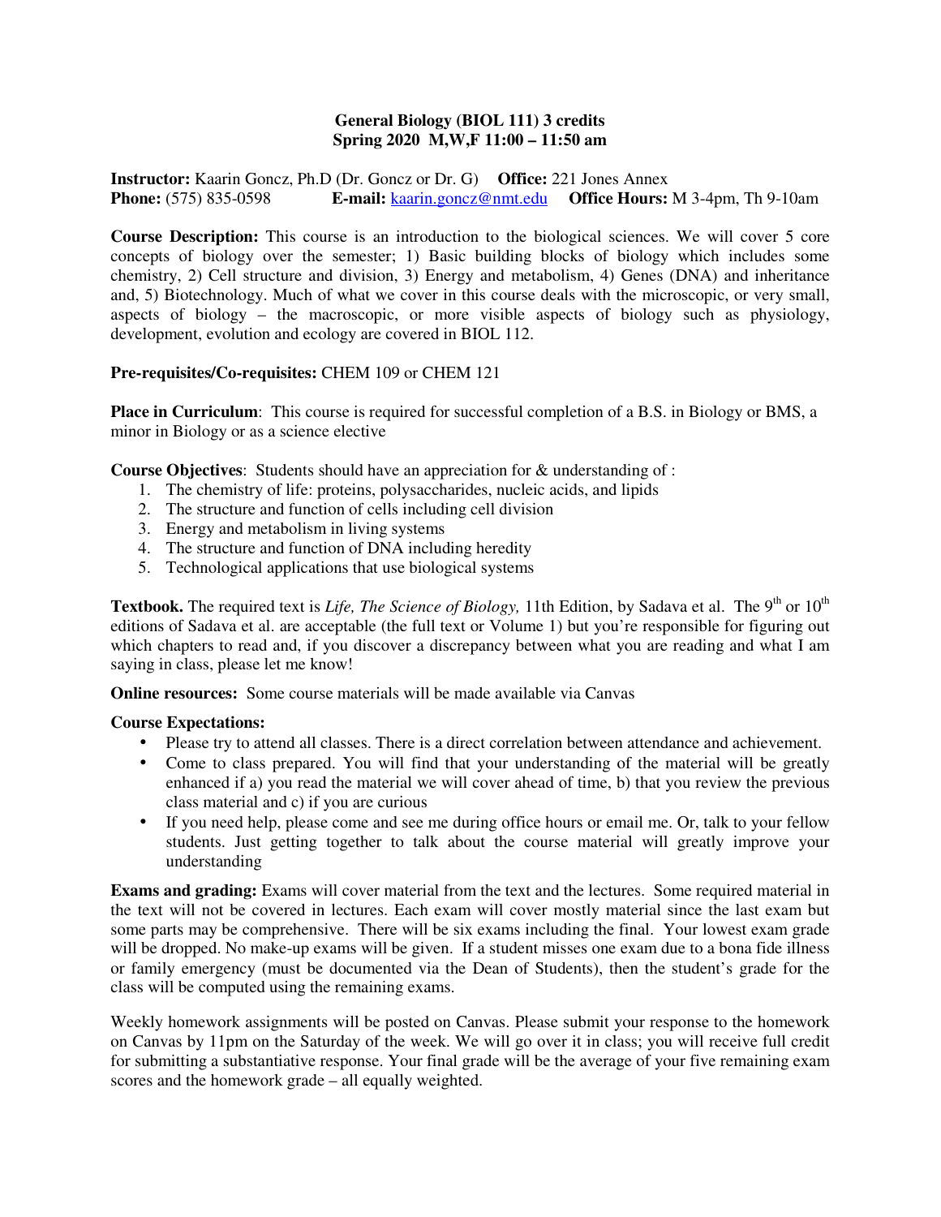**General Biology (BIOL 111) 3 credits**
**Spring 2020 M,W,F 11:00 – 11:50 am**

**Instructor:** Kaarin Goncz, Ph.D (Dr. Goncz or Dr. G) **Office:** 221 Jones Annex
**Phone:** (575) 835-0598 **E-mail:** kaarin.goncz@nmt.edu **Office Hours:** M 3-4pm, Th 9-10am

**Course Description:** This course is an introduction to the biological sciences. We will cover 5 core concepts of biology over the semester; 1) Basic building blocks of biology which includes some chemistry, 2) Cell structure and division, 3) Energy and metabolism, 4) Genes (DNA) and inheritance and, 5) Biotechnology. Much of what we cover in this course deals with the microscopic, or very small, aspects of biology – the macroscopic, or more visible aspects of biology such as physiology, development, evolution and ecology are covered in BIOL 112.

**Pre-requisites/Co-requisites:** CHEM 109 or CHEM 121

**Place in Curriculum**: This course is required for successful completion of a B.S. in Biology or BMS, a minor in Biology or as a science elective

**Course Objectives**: Students should have an appreciation for & understanding of :

1. The chemistry of life: proteins, polysaccharides, nucleic acids, and lipids
2. The structure and function of cells including cell division
3. Energy and metabolism in living systems
4. The structure and function of DNA including heredity
5. Technological applications that use biological systems

**Textbook.** The required text is *Life, The Science of Biology,* 11th Edition, by Sadava et al. The 9th or 10th editions of Sadava et al. are acceptable (the full text or Volume 1) but you're responsible for figuring out which chapters to read and, if you discover a discrepancy between what you are reading and what I am saying in class, please let me know!

**Online resources:** Some course materials will be made available via Canvas

**Course Expectations:**

- Please try to attend all classes. There is a direct correlation between attendance and achievement.
- Come to class prepared. You will find that your understanding of the material will be greatly enhanced if a) you read the material we will cover ahead of time, b) that you review the previous class material and c) if you are curious
- If you need help, please come and see me during office hours or email me. Or, talk to your fellow students. Just getting together to talk about the course material will greatly improve your understanding

**Exams and grading:** Exams will cover material from the text and the lectures. Some required material in the text will not be covered in lectures. Each exam will cover mostly material since the last exam but some parts may be comprehensive. There will be six exams including the final. Your lowest exam grade will be dropped. No make-up exams will be given. If a student misses one exam due to a bona fide illness or family emergency (must be documented via the Dean of Students), then the student's grade for the class will be computed using the remaining exams.

Weekly homework assignments will be posted on Canvas. Please submit your response to the homework on Canvas by 11pm on the Saturday of the week. We will go over it in class; you will receive full credit for submitting a substantiative response. Your final grade will be the average of your five remaining exam scores and the homework grade – all equally weighted.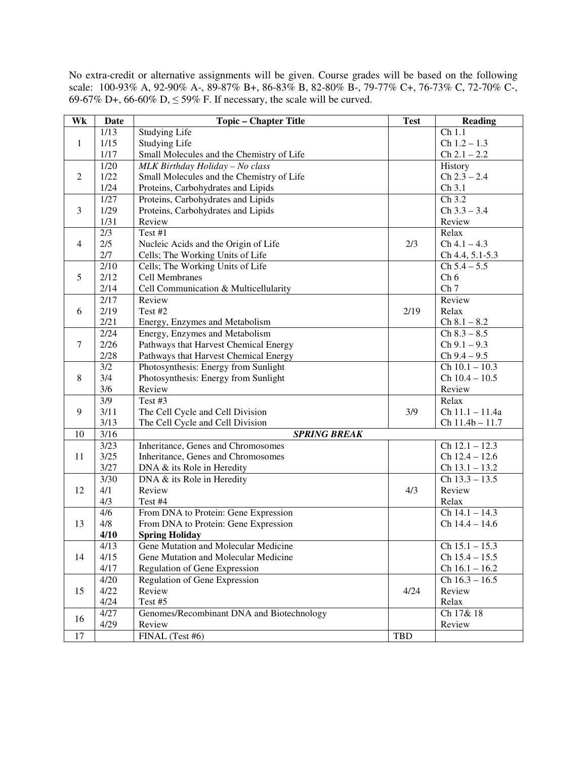No extra-credit or alternative assignments will be given. Course grades will be based on the following scale: 100-93% A, 92-90% A-, 89-87% B+, 86-83% B, 82-80% B-, 79-77% C+, 76-73% C, 72-70% C-, 69-67% D+, 66-60% D, ≤ 59% F. If necessary, the scale will be curved.

| Wk | Date | Topic – Chapter Title | Test | Reading |
|---|---|---|---|---|
| 1 | 1/13 | Studying Life | | Ch 1.1 |
| | 1/15 | Studying Life | | Ch 1.2 – 1.3 |
| | 1/17 | Small Molecules and the Chemistry of Life | | Ch 2.1 – 2.2 |
| 2 | 1/20 | *MLK Birthday Holiday – No class* | | History |
| | 1/22 | Small Molecules and the Chemistry of Life | | Ch 2.3 – 2.4 |
| | 1/24 | Proteins, Carbohydrates and Lipids | | Ch 3.1 |
| 3 | 1/27 | Proteins, Carbohydrates and Lipids | | Ch 3.2 |
| | 1/29 | Proteins, Carbohydrates and Lipids | | Ch 3.3 – 3.4 |
| | 1/31 | Review | | Review |
| 4 | 2/3 | Test #1 | 2/3 | Relax |
| | 2/5 | Nucleic Acids and the Origin of Life | | Ch 4.1 – 4.3 |
| | 2/7 | Cells; The Working Units of Life | | Ch 4.4, 5.1-5.3 |
| 5 | 2/10 | Cells; The Working Units of Life | | Ch 5.4 – 5.5 |
| | 2/12 | Cell Membranes | | Ch 6 |
| | 2/14 | Cell Communication & Multicellularity | | Ch 7 |
| 6 | 2/17 | Review | | Review |
| | 2/19 | Test #2 | 2/19 | Relax |
| | 2/21 | Energy, Enzymes and Metabolism | | Ch 8.1 – 8.2 |
| 7 | 2/24 | Energy, Enzymes and Metabolism | | Ch 8.3 – 8.5 |
| | 2/26 | Pathways that Harvest Chemical Energy | | Ch 9.1 – 9.3 |
| | 2/28 | Pathways that Harvest Chemical Energy | | Ch 9.4 – 9.5 |
| 8 | 3/2 | Photosynthesis: Energy from Sunlight | | Ch 10.1 – 10.3 |
| | 3/4 | Photosynthesis: Energy from Sunlight | | Ch 10.4 – 10.5 |
| | 3/6 | Review | | Review |
| 9 | 3/9 | Test #3 | 3/9 | Relax |
| | 3/11 | The Cell Cycle and Cell Division | | Ch 11.1 – 11.4a |
| | 3/13 | The Cell Cycle and Cell Division | | Ch 11.4b – 11.7 |
| 10 | 3/16 | ***SPRING BREAK*** | | |
| 11 | 3/23 | Inheritance, Genes and Chromosomes | | Ch 12.1 – 12.3 |
| | 3/25 | Inheritance, Genes and Chromosomes | | Ch 12.4 – 12.6 |
| | 3/27 | DNA & its Role in Heredity | | Ch 13.1 – 13.2 |
| 12 | 3/30 | DNA & its Role in Heredity | | Ch 13.3 – 13.5 |
| | 4/1 | Review | | Review |
| | 4/3 | Test #4 | 4/3 | Relax |
| 13 | 4/6 | From DNA to Protein: Gene Expression | | Ch 14.1 – 14.3 |
| | 4/8 | From DNA to Protein: Gene Expression | | Ch 14.4 – 14.6 |
| | **4/10** | **Spring Holiday** | | |
| 14 | 4/13 | Gene Mutation and Molecular Medicine | | Ch 15.1 – 15.3 |
| | 4/15 | Gene Mutation and Molecular Medicine | | Ch 15.4 – 15.5 |
| | 4/17 | Regulation of Gene Expression | | Ch 16.1 – 16.2 |
| 15 | 4/20 | Regulation of Gene Expression | | Ch 16.3 – 16.5 |
| | 4/22 | Review | | Review |
| | 4/24 | Test #5 | 4/24 | Relax |
| 16 | 4/27 | Genomes/Recombinant DNA and Biotechnology | | Ch 17& 18 |
| | 4/29 | Review | | Review |
| 17 | | FINAL (Test #6) | TBD | |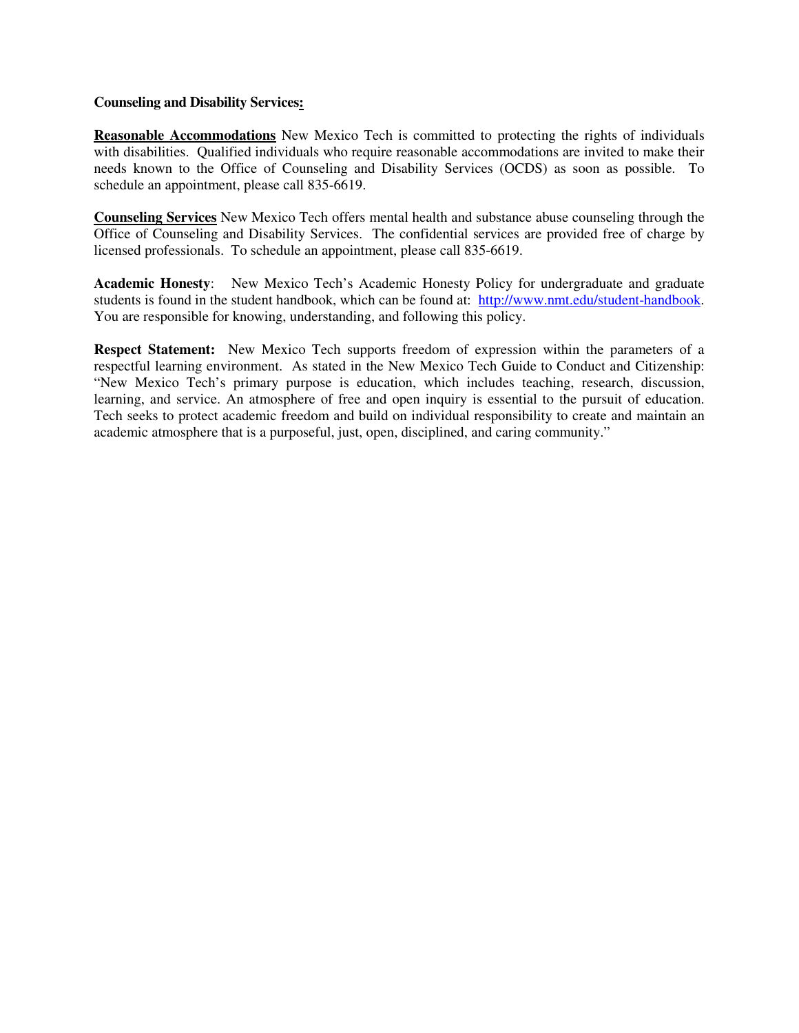**Counseling and Disability Services:**

**Reasonable Accommodations** New Mexico Tech is committed to protecting the rights of individuals with disabilities. Qualified individuals who require reasonable accommodations are invited to make their needs known to the Office of Counseling and Disability Services (OCDS) as soon as possible. To schedule an appointment, please call 835-6619.

**Counseling Services** New Mexico Tech offers mental health and substance abuse counseling through the Office of Counseling and Disability Services. The confidential services are provided free of charge by licensed professionals. To schedule an appointment, please call 835-6619.

**Academic Honesty**: New Mexico Tech's Academic Honesty Policy for undergraduate and graduate students is found in the student handbook, which can be found at: http://www.nmt.edu/student-handbook. You are responsible for knowing, understanding, and following this policy.

**Respect Statement:** New Mexico Tech supports freedom of expression within the parameters of a respectful learning environment. As stated in the New Mexico Tech Guide to Conduct and Citizenship: "New Mexico Tech's primary purpose is education, which includes teaching, research, discussion, learning, and service. An atmosphere of free and open inquiry is essential to the pursuit of education. Tech seeks to protect academic freedom and build on individual responsibility to create and maintain an academic atmosphere that is a purposeful, just, open, disciplined, and caring community."